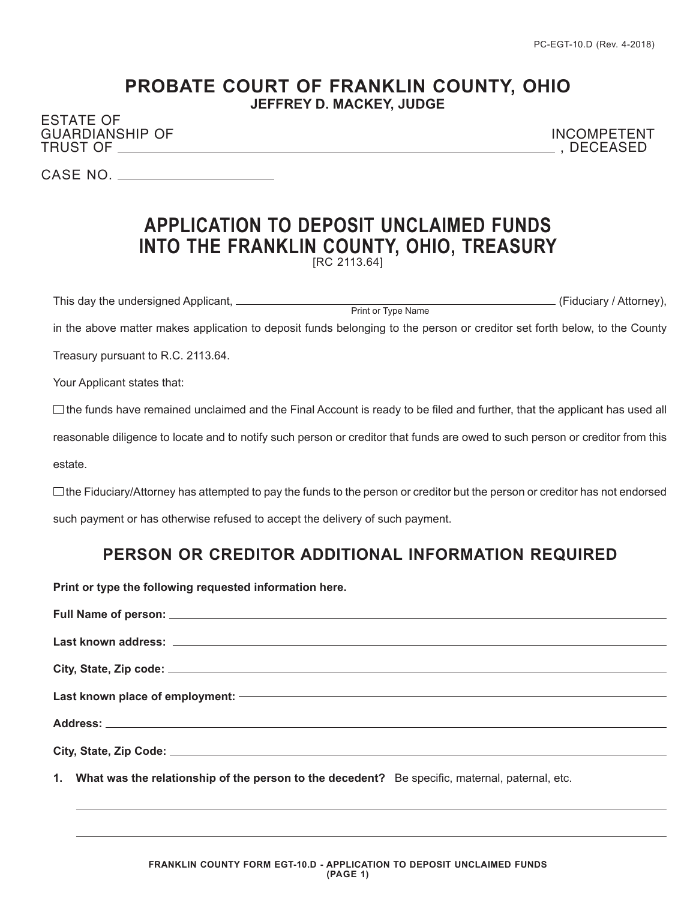# PROBATE COURT OF FRANKLIN COUNTY, OHIO

**JEFFREY D. MACKEY, JUDGE**

ESTATE OF
GUARDIANSHIP OF
TRUST OF ______________________________________________ INCOMPETENT, DECEASED

CASE NO. ____________________

## APPLICATION TO DEPOSIT UNCLAIMED FUNDS INTO THE FRANKLIN COUNTY, OHIO, TREASURY

[RC 2113.64]

This day the undersigned Applicant, ______________________________ (Fiduciary / Attorney),
Print or Type Name

in the above matter makes application to deposit funds belonging to the person or creditor set forth below, to the County Treasury pursuant to R.C. 2113.64.

Your Applicant states that:

☐ the funds have remained unclaimed and the Final Account is ready to be filed and further, that the applicant has used all reasonable diligence to locate and to notify such person or creditor that funds are owed to such person or creditor from this estate.

☐ the Fiduciary/Attorney has attempted to pay the funds to the person or creditor but the person or creditor has not endorsed such payment or has otherwise refused to accept the delivery of such payment.

## PERSON OR CREDITOR ADDITIONAL INFORMATION REQUIRED

**Print or type the following requested information here.**

**Full Name of person:** ______________________________

**Last known address:** ______________________________

**City, State, Zip code:** ______________________________

**Last known place of employment:** ______________________________

**Address:** ______________________________

**City, State, Zip Code:** ______________________________

1. **What was the relationship of the person to the decedent?** Be specific, maternal, paternal, etc.

______________________________

______________________________

FRANKLIN COUNTY FORM EGT-10.D - APPLICATION TO DEPOSIT UNCLAIMED FUNDS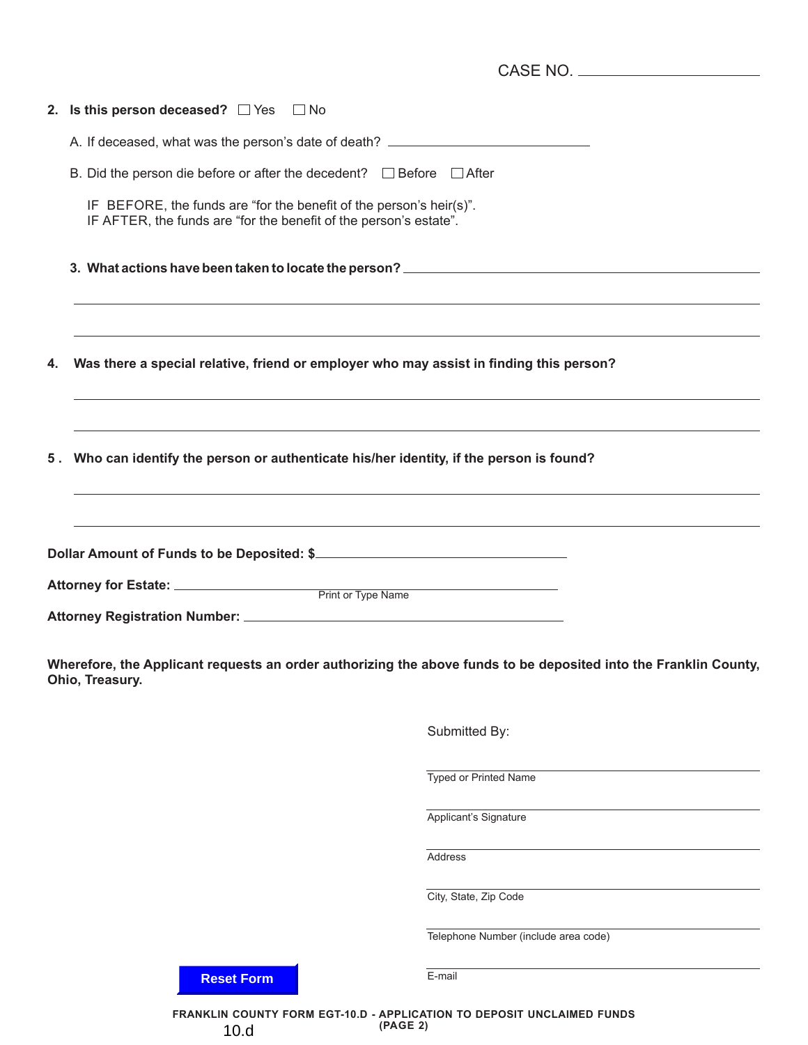CASE NO. ____________________

**2. Is this person deceased?** ☐ Yes ☐ No

A. If deceased, what was the person's date of death? ____________________

B. Did the person die before or after the decedent? ☐ Before ☐ After

IF BEFORE, the funds are "for the benefit of the person's heir(s)".
IF AFTER, the funds are "for the benefit of the person's estate".

**3. What actions have been taken to locate the person?** ____________________

____________________

____________________

**4. Was there a special relative, friend or employer who may assist in finding this person?**

____________________

____________________

**5. Who can identify the person or authenticate his/her identity, if the person is found?**

____________________

____________________

**Dollar Amount of Funds to be Deposited: $**____________________

**Attorney for Estate:** ____________________
Print or Type Name

**Attorney Registration Number:** ____________________

**Wherefore, the Applicant requests an order authorizing the above funds to be deposited into the Franklin County, Ohio, Treasury.**

Submitted By:

____________________
Typed or Printed Name

____________________
Applicant's Signature

____________________
Address

____________________
City, State, Zip Code

____________________
Telephone Number (include area code)

____________________
E-mail

Reset Form

**FRANKLIN COUNTY FORM EGT-10.D - APPLICATION TO DEPOSIT UNCLAIMED FUNDS (PAGE 2)**

10.d